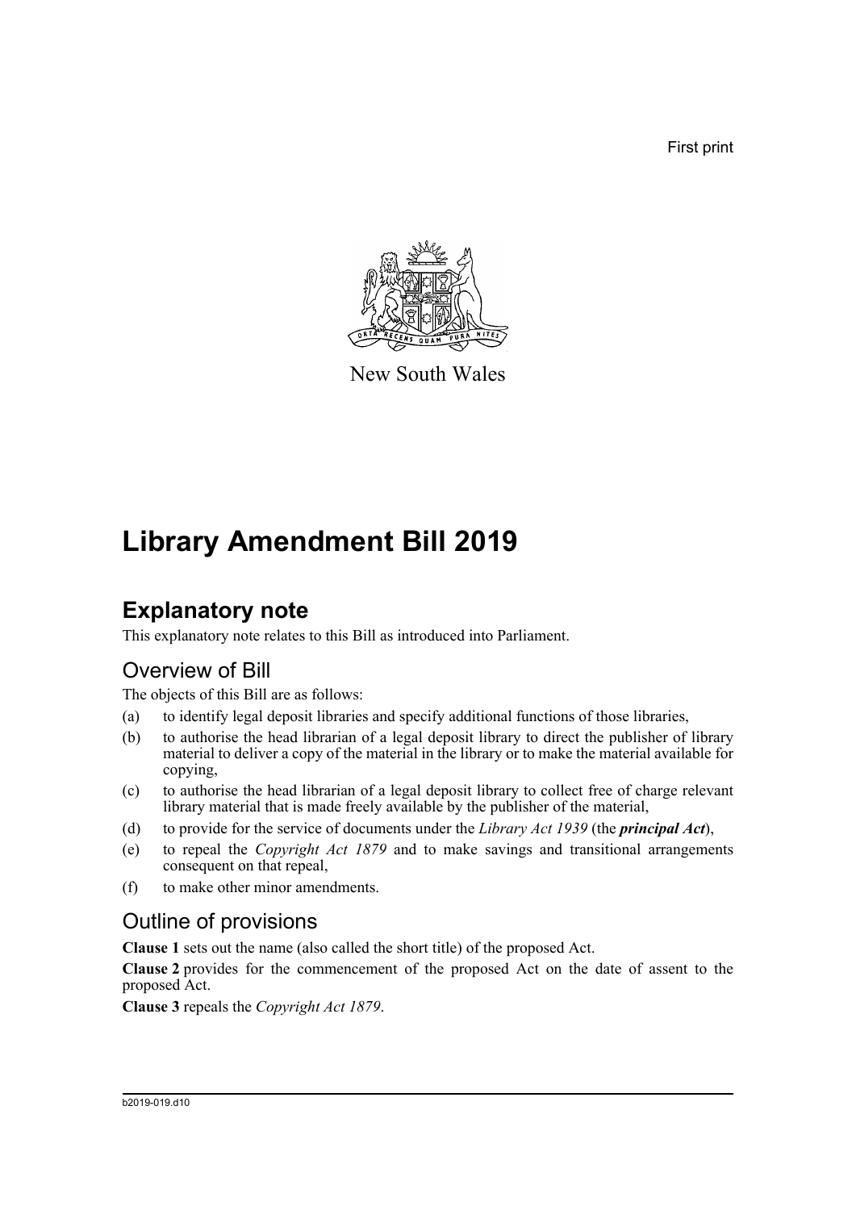First print

New South Wales

# Library Amendment Bill 2019

## Explanatory note

This explanatory note relates to this Bill as introduced into Parliament.

### Overview of Bill

The objects of this Bill are as follows:

(a) to identify legal deposit libraries and specify additional functions of those libraries,

(b) to authorise the head librarian of a legal deposit library to direct the publisher of library material to deliver a copy of the material in the library or to make the material available for copying,

(c) to authorise the head librarian of a legal deposit library to collect free of charge relevant library material that is made freely available by the publisher of the material,

(d) to provide for the service of documents under the *Library Act 1939* (the ***principal Act***),

(e) to repeal the *Copyright Act 1879* and to make savings and transitional arrangements consequent on that repeal,

(f) to make other minor amendments.

### Outline of provisions

**Clause 1** sets out the name (also called the short title) of the proposed Act.

**Clause 2** provides for the commencement of the proposed Act on the date of assent to the proposed Act.

**Clause 3** repeals the *Copyright Act 1879*.

b2019-019.d10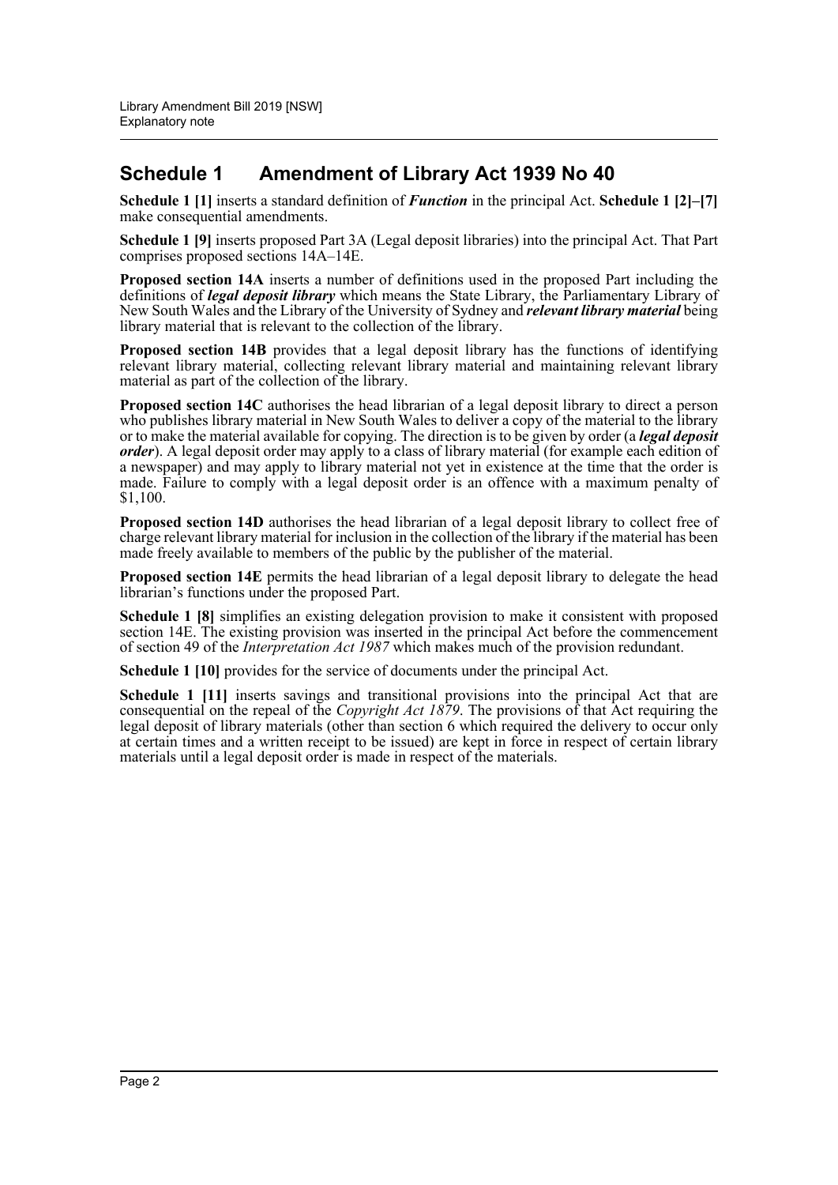## Schedule 1 Amendment of Library Act 1939 No 40

**Schedule 1 [1]** inserts a standard definition of ***Function*** in the principal Act. **Schedule 1 [2]–[7]** make consequential amendments.

**Schedule 1 [9]** inserts proposed Part 3A (Legal deposit libraries) into the principal Act. That Part comprises proposed sections 14A–14E.

**Proposed section 14A** inserts a number of definitions used in the proposed Part including the definitions of ***legal deposit library*** which means the State Library, the Parliamentary Library of New South Wales and the Library of the University of Sydney and ***relevant library material*** being library material that is relevant to the collection of the library.

**Proposed section 14B** provides that a legal deposit library has the functions of identifying relevant library material, collecting relevant library material and maintaining relevant library material as part of the collection of the library.

**Proposed section 14C** authorises the head librarian of a legal deposit library to direct a person who publishes library material in New South Wales to deliver a copy of the material to the library or to make the material available for copying. The direction is to be given by order (a ***legal deposit order***). A legal deposit order may apply to a class of library material (for example each edition of a newspaper) and may apply to library material not yet in existence at the time that the order is made. Failure to comply with a legal deposit order is an offence with a maximum penalty of $1,100.

**Proposed section 14D** authorises the head librarian of a legal deposit library to collect free of charge relevant library material for inclusion in the collection of the library if the material has been made freely available to members of the public by the publisher of the material.

**Proposed section 14E** permits the head librarian of a legal deposit library to delegate the head librarian's functions under the proposed Part.

**Schedule 1 [8]** simplifies an existing delegation provision to make it consistent with proposed section 14E. The existing provision was inserted in the principal Act before the commencement of section 49 of the *Interpretation Act 1987* which makes much of the provision redundant.

**Schedule 1 [10]** provides for the service of documents under the principal Act.

**Schedule 1 [11]** inserts savings and transitional provisions into the principal Act that are consequential on the repeal of the *Copyright Act 1879*. The provisions of that Act requiring the legal deposit of library materials (other than section 6 which required the delivery to occur only at certain times and a written receipt to be issued) are kept in force in respect of certain library materials until a legal deposit order is made in respect of the materials.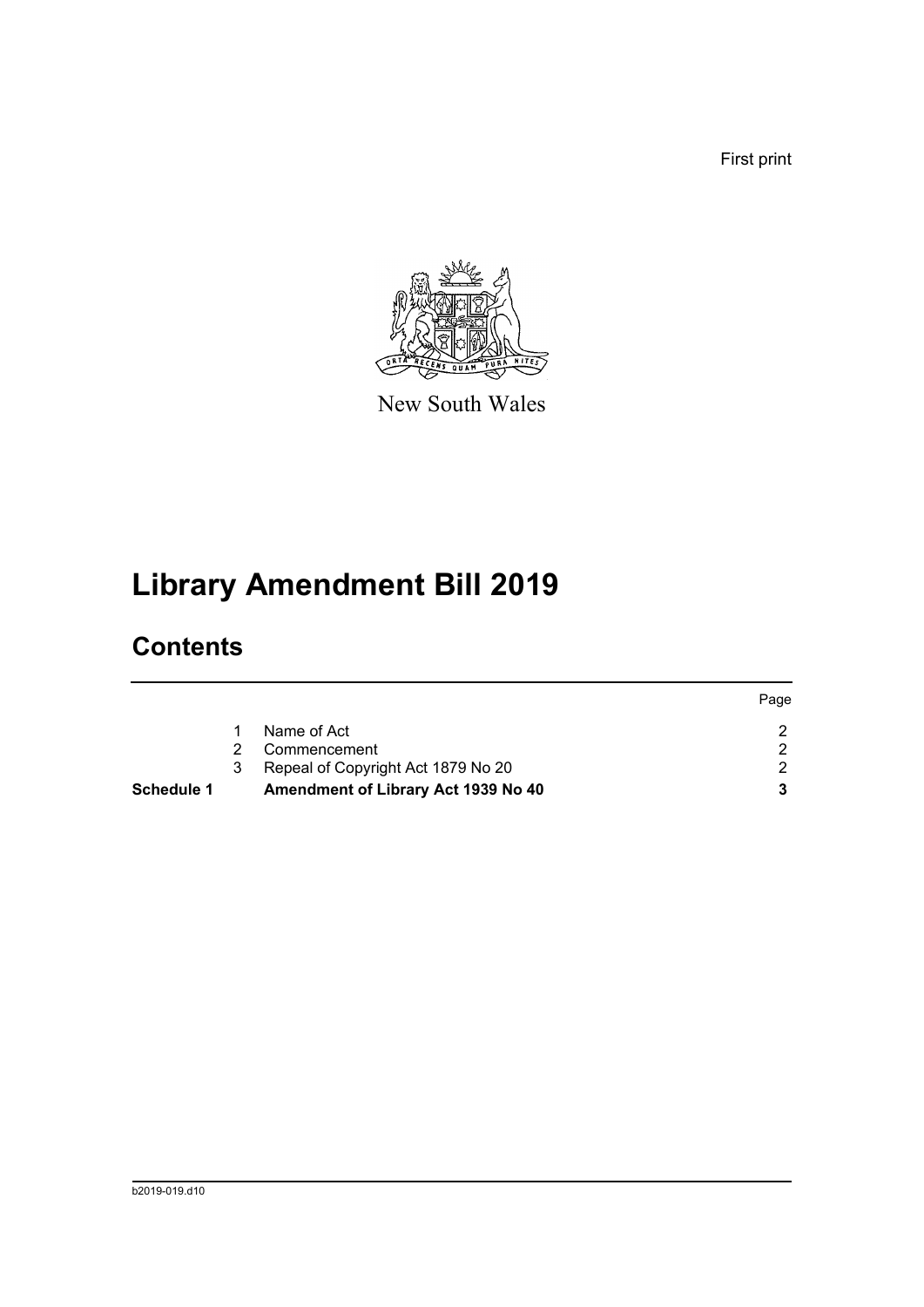First print

New South Wales

# Library Amendment Bill 2019

## Contents

| | | | Page |
|---|---|---|---|
| | 1 | Name of Act | 2 |
| | 2 | Commencement | 2 |
| | 3 | Repeal of Copyright Act 1879 No 20 | 2 |
| **Schedule 1** | | **Amendment of Library Act 1939 No 40** | **3** |

b2019-019.d10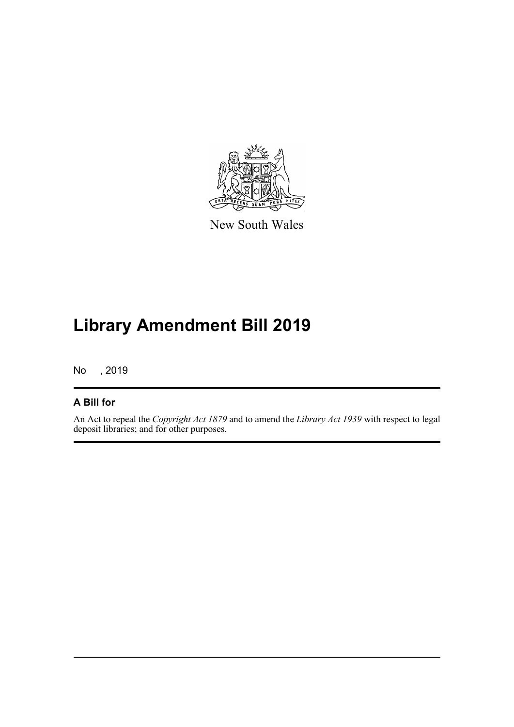New South Wales

# Library Amendment Bill 2019

No , 2019

### A Bill for

An Act to repeal the *Copyright Act 1879* and to amend the *Library Act 1939* with respect to legal deposit libraries; and for other purposes.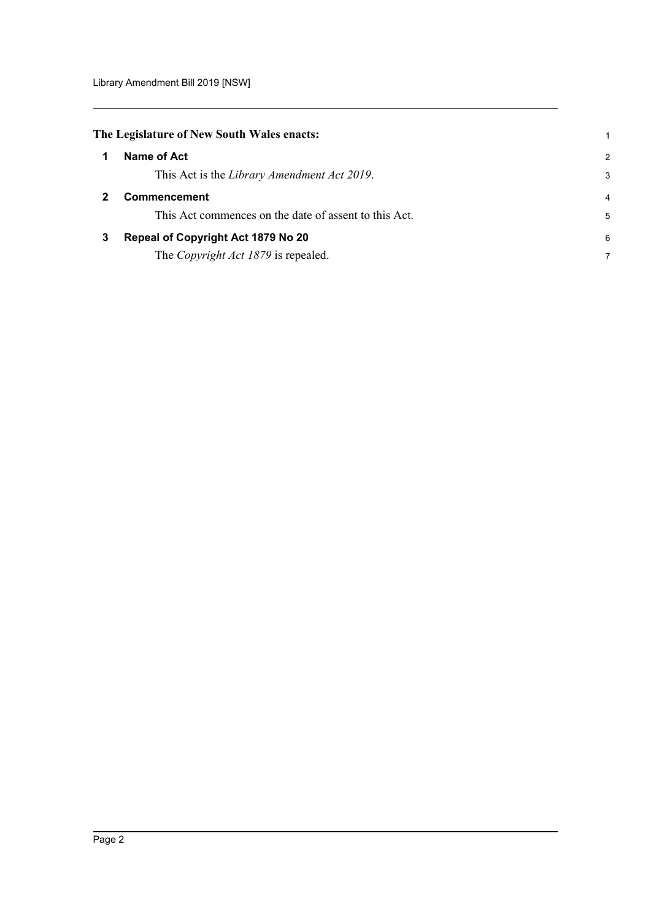**The Legislature of New South Wales enacts:**

## 1 Name of Act

This Act is the *Library Amendment Act 2019*.

## 2 Commencement

This Act commences on the date of assent to this Act.

## 3 Repeal of Copyright Act 1879 No 20

The *Copyright Act 1879* is repealed.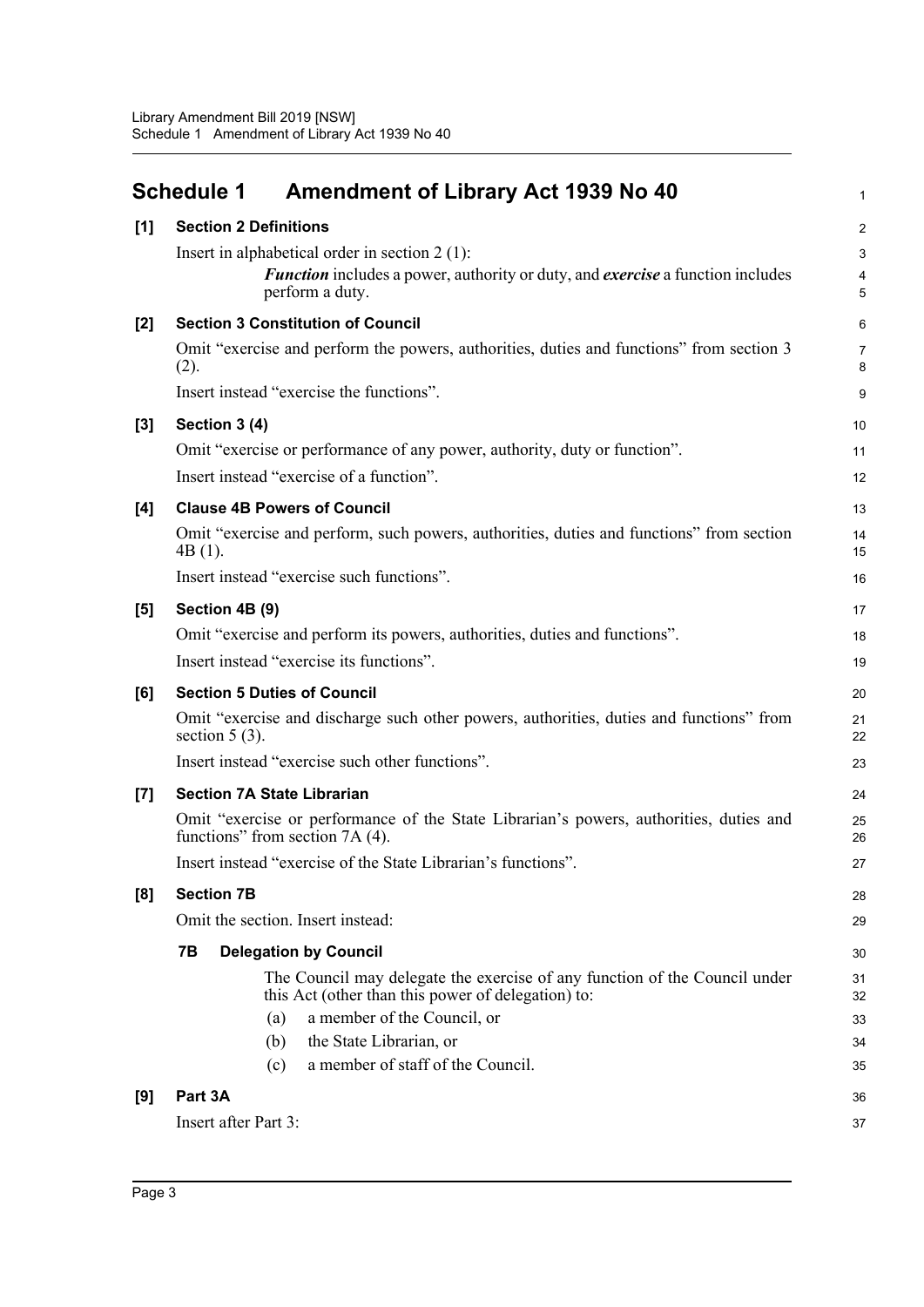## Schedule 1 Amendment of Library Act 1939 No 40

**[1] Section 2 Definitions**

Insert in alphabetical order in section 2 (1):

> ***Function*** includes a power, authority or duty, and ***exercise*** a function includes perform a duty.

**[2] Section 3 Constitution of Council**

Omit "exercise and perform the powers, authorities, duties and functions" from section 3 (2).

Insert instead "exercise the functions".

**[3] Section 3 (4)**

Omit "exercise or performance of any power, authority, duty or function".

Insert instead "exercise of a function".

**[4] Clause 4B Powers of Council**

Omit "exercise and perform, such powers, authorities, duties and functions" from section 4B (1).

Insert instead "exercise such functions".

**[5] Section 4B (9)**

Omit "exercise and perform its powers, authorities, duties and functions".

Insert instead "exercise its functions".

**[6] Section 5 Duties of Council**

Omit "exercise and discharge such other powers, authorities, duties and functions" from section 5 (3).

Insert instead "exercise such other functions".

**[7] Section 7A State Librarian**

Omit "exercise or performance of the State Librarian's powers, authorities, duties and functions" from section 7A (4).

Insert instead "exercise of the State Librarian's functions".

**[8] Section 7B**

Omit the section. Insert instead:

> **7B Delegation by Council**
>
> The Council may delegate the exercise of any function of the Council under this Act (other than this power of delegation) to:
>
> (a) a member of the Council, or
>
> (b) the State Librarian, or
>
> (c) a member of staff of the Council.

**[9] Part 3A**

Insert after Part 3: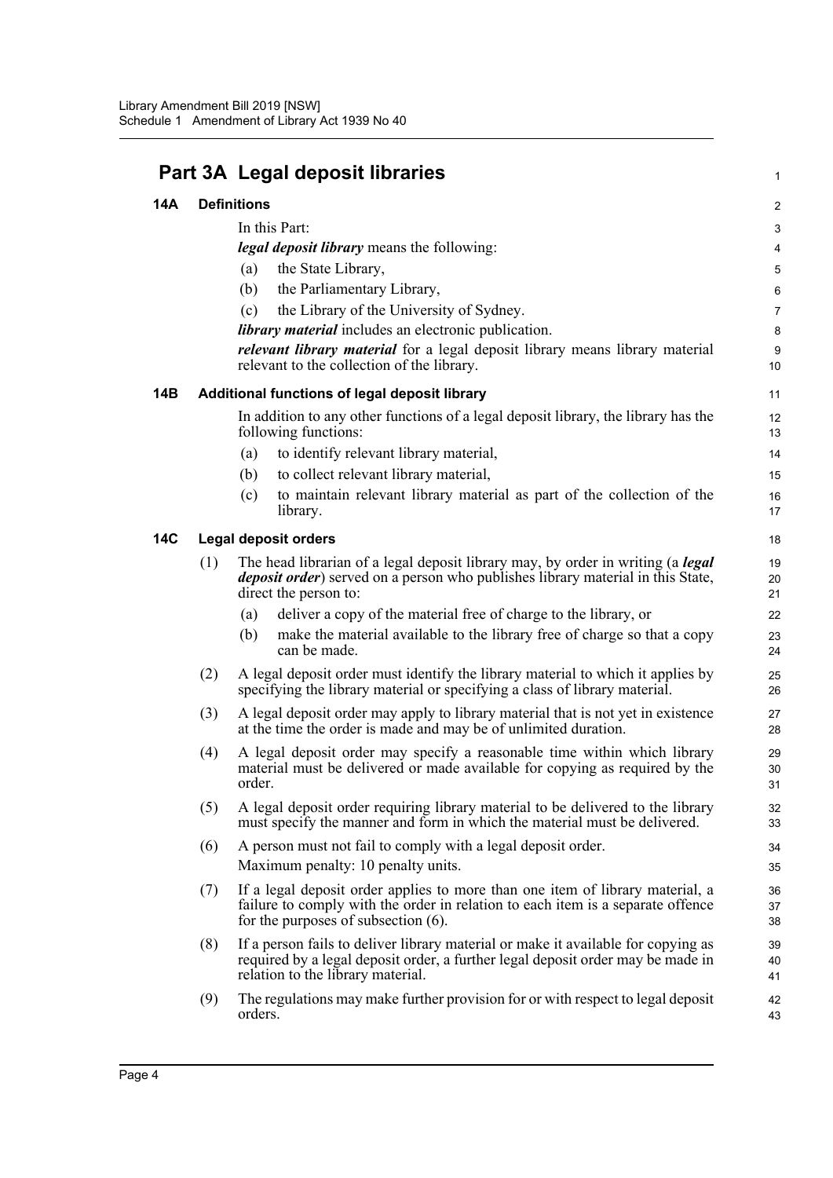# Part 3A Legal deposit libraries

## 14A Definitions

In this Part:

***legal deposit library*** means the following:

(a) the State Library,

(b) the Parliamentary Library,

(c) the Library of the University of Sydney.

***library material*** includes an electronic publication.

***relevant library material*** for a legal deposit library means library material relevant to the collection of the library.

## 14B Additional functions of legal deposit library

In addition to any other functions of a legal deposit library, the library has the following functions:

(a) to identify relevant library material,

(b) to collect relevant library material,

(c) to maintain relevant library material as part of the collection of the library.

## 14C Legal deposit orders

(1) The head librarian of a legal deposit library may, by order in writing (a ***legal deposit order***) served on a person who publishes library material in this State, direct the person to:

(a) deliver a copy of the material free of charge to the library, or

(b) make the material available to the library free of charge so that a copy can be made.

(2) A legal deposit order must identify the library material to which it applies by specifying the library material or specifying a class of library material.

(3) A legal deposit order may apply to library material that is not yet in existence at the time the order is made and may be of unlimited duration.

(4) A legal deposit order may specify a reasonable time within which library material must be delivered or made available for copying as required by the order.

(5) A legal deposit order requiring library material to be delivered to the library must specify the manner and form in which the material must be delivered.

(6) A person must not fail to comply with a legal deposit order.

Maximum penalty: 10 penalty units.

(7) If a legal deposit order applies to more than one item of library material, a failure to comply with the order in relation to each item is a separate offence for the purposes of subsection (6).

(8) If a person fails to deliver library material or make it available for copying as required by a legal deposit order, a further legal deposit order may be made in relation to the library material.

(9) The regulations may make further provision for or with respect to legal deposit orders.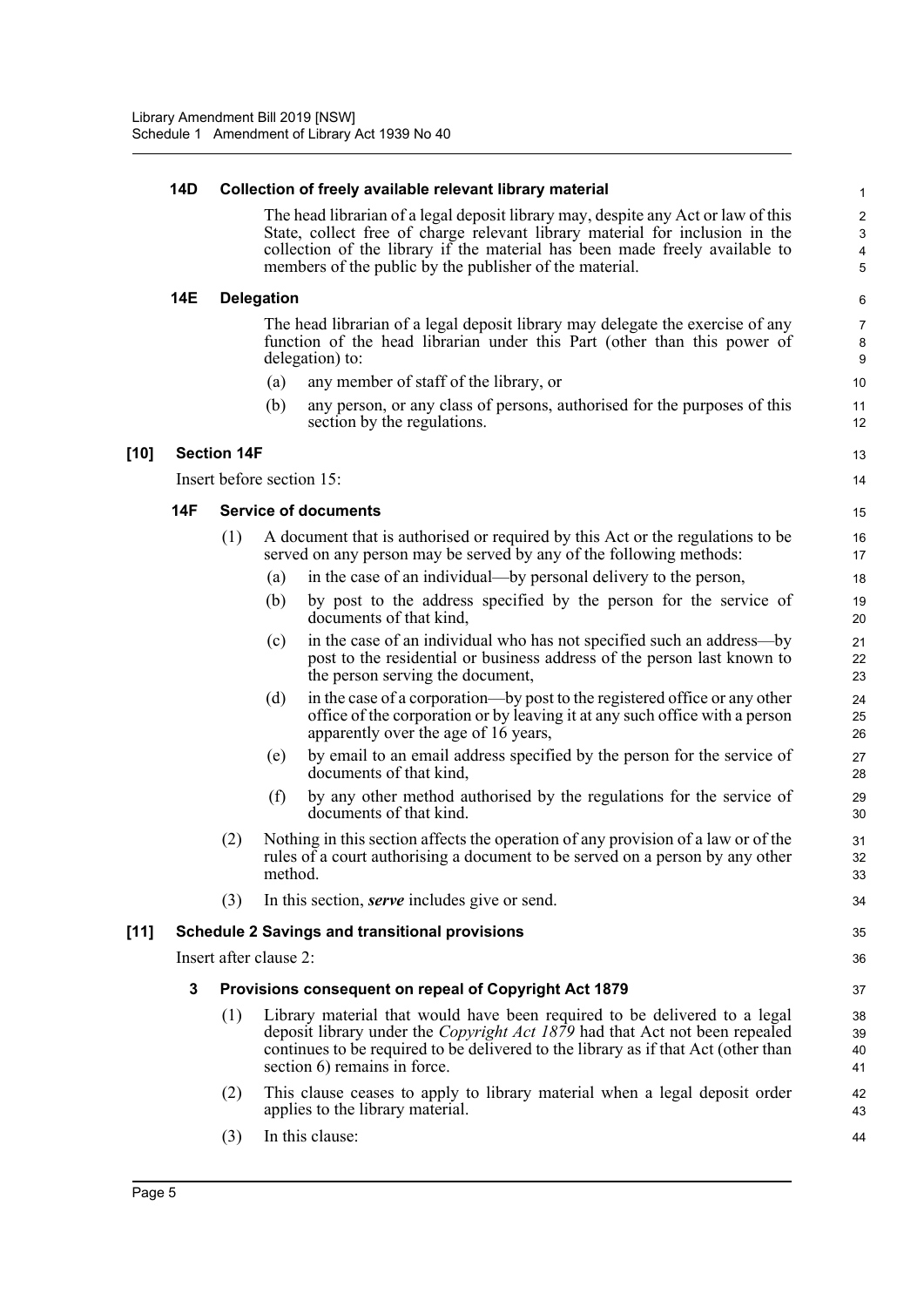### 14D Collection of freely available relevant library material

The head librarian of a legal deposit library may, despite any Act or law of this State, collect free of charge relevant library material for inclusion in the collection of the library if the material has been made freely available to members of the public by the publisher of the material.

### 14E Delegation

The head librarian of a legal deposit library may delegate the exercise of any function of the head librarian under this Part (other than this power of delegation) to:

(a) any member of staff of the library, or

(b) any person, or any class of persons, authorised for the purposes of this section by the regulations.

## [10] Section 14F

Insert before section 15:

### 14F Service of documents

(1) A document that is authorised or required by this Act or the regulations to be served on any person may be served by any of the following methods:

(a) in the case of an individual—by personal delivery to the person,

(b) by post to the address specified by the person for the service of documents of that kind,

(c) in the case of an individual who has not specified such an address—by post to the residential or business address of the person last known to the person serving the document,

(d) in the case of a corporation—by post to the registered office or any other office of the corporation or by leaving it at any such office with a person apparently over the age of 16 years,

(e) by email to an email address specified by the person for the service of documents of that kind,

(f) by any other method authorised by the regulations for the service of documents of that kind.

(2) Nothing in this section affects the operation of any provision of a law or of the rules of a court authorising a document to be served on a person by any other method.

(3) In this section, ***serve*** includes give or send.

## [11] Schedule 2 Savings and transitional provisions

Insert after clause 2:

### 3 Provisions consequent on repeal of Copyright Act 1879

(1) Library material that would have been required to be delivered to a legal deposit library under the *Copyright Act 1879* had that Act not been repealed continues to be required to be delivered to the library as if that Act (other than section 6) remains in force.

(2) This clause ceases to apply to library material when a legal deposit order applies to the library material.

(3) In this clause: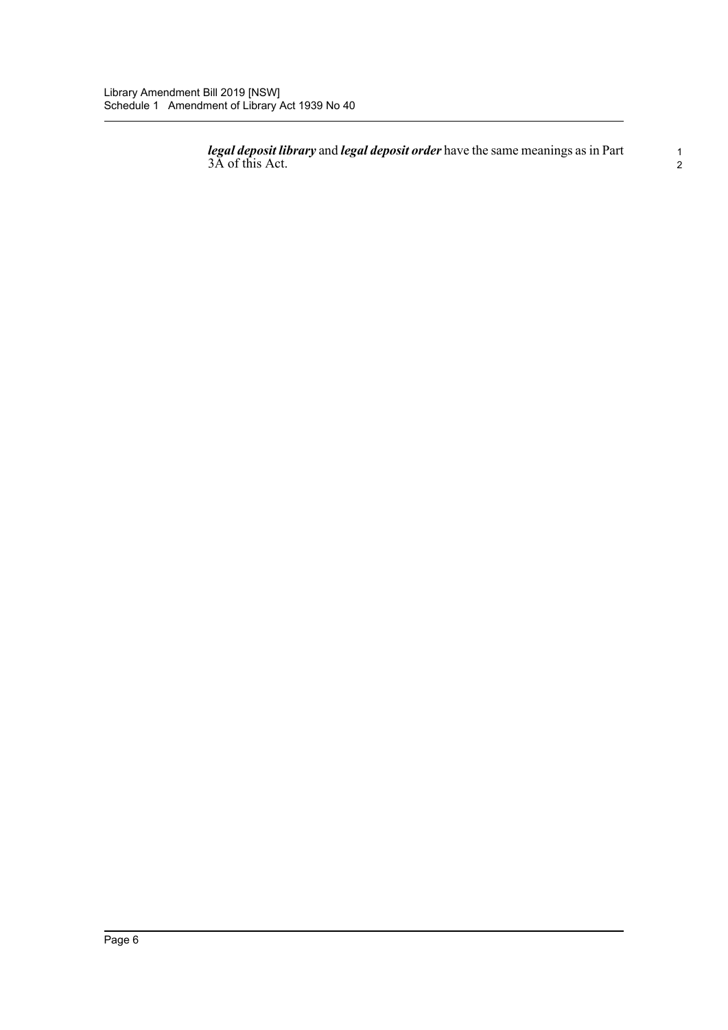***legal deposit library*** and ***legal deposit order*** have the same meanings as in Part 3A of this Act.